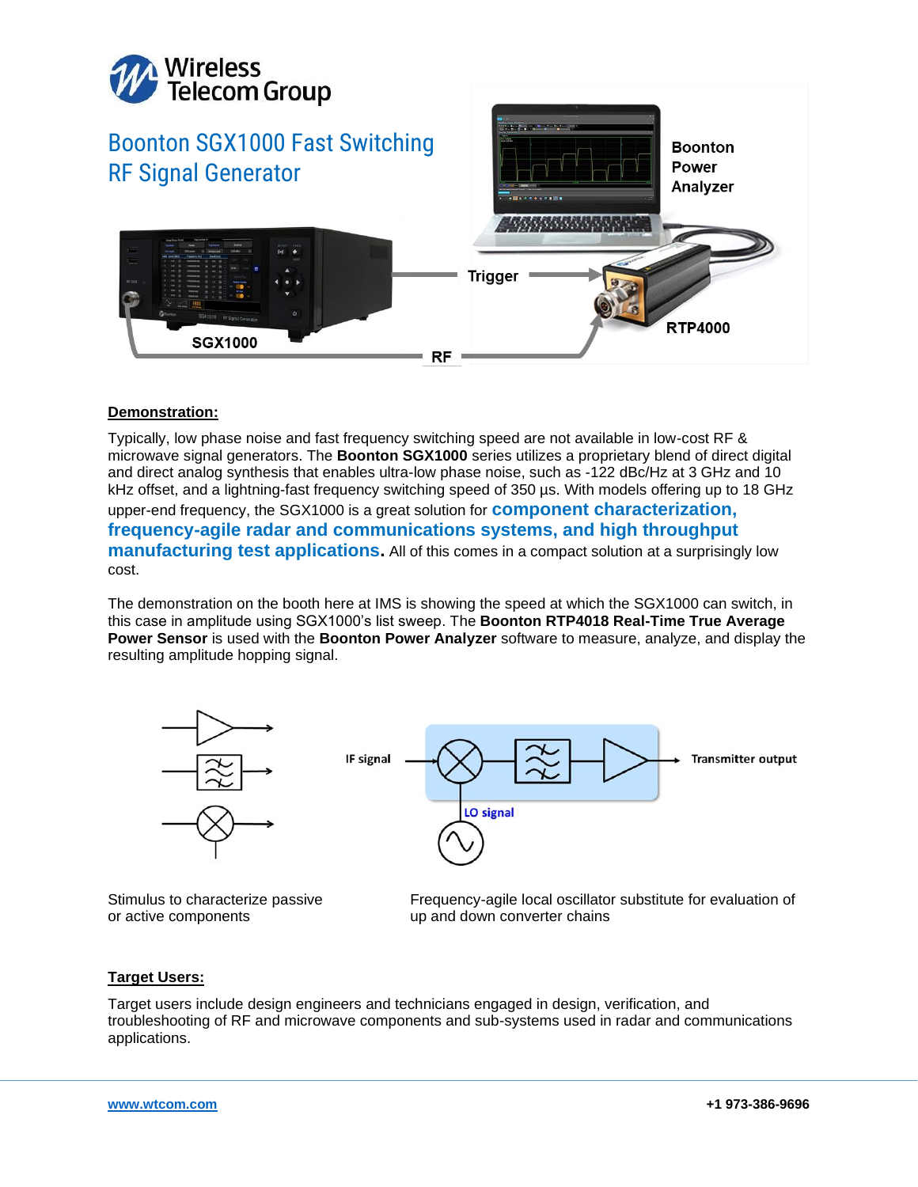# Boonton SGX1000 Fast Switching RF Signal Generator

Boonton Power Analyzer

Trigger

RTP4000

SGX1000

RF

## Demonstration:

Typically, low phase noise and fast frequency switching speed are not available in low-cost RF & microwave signal generators. The **Boonton SGX1000** series utilizes a proprietary blend of direct digital and direct analog synthesis that enables ultra-low phase noise, as low as -122 dBc/Hz at 3 GHz and 10 kHz offset, and a lightning-fast frequency switching speed of 350 µs. With models offering up to 18 GHz upper-end frequency, the SGX1000 is a great solution for **component characterization, frequency-agile radar and communications systems, and high throughput manufacturing test applications.** All of this comes in a compact solution at a surprisingly low cost.

The demonstration on the booth here at IMS is showing the speed at which the SGX1000 can switch, in this case in amplitude using SGX1000's list sweep. The **Boonton RTP4018 Real-Time True Average Power Sensor** is used with the **Boonton Power Analyzer** software to measure, analyze, and display the resulting amplitude hopping signal.

IF signal

Transmitter output

LO signal

Stimulus to characterize passive or active components

Frequency-agile local oscillator substitute for evaluation of up and down converter chains

## Target Users:

Target users include design engineers and technicians engaged in design, verification, and troubleshooting of RF and microwave components and sub-systems used in radar and communications applications.

www.wtcom.com

+1 973-386-9696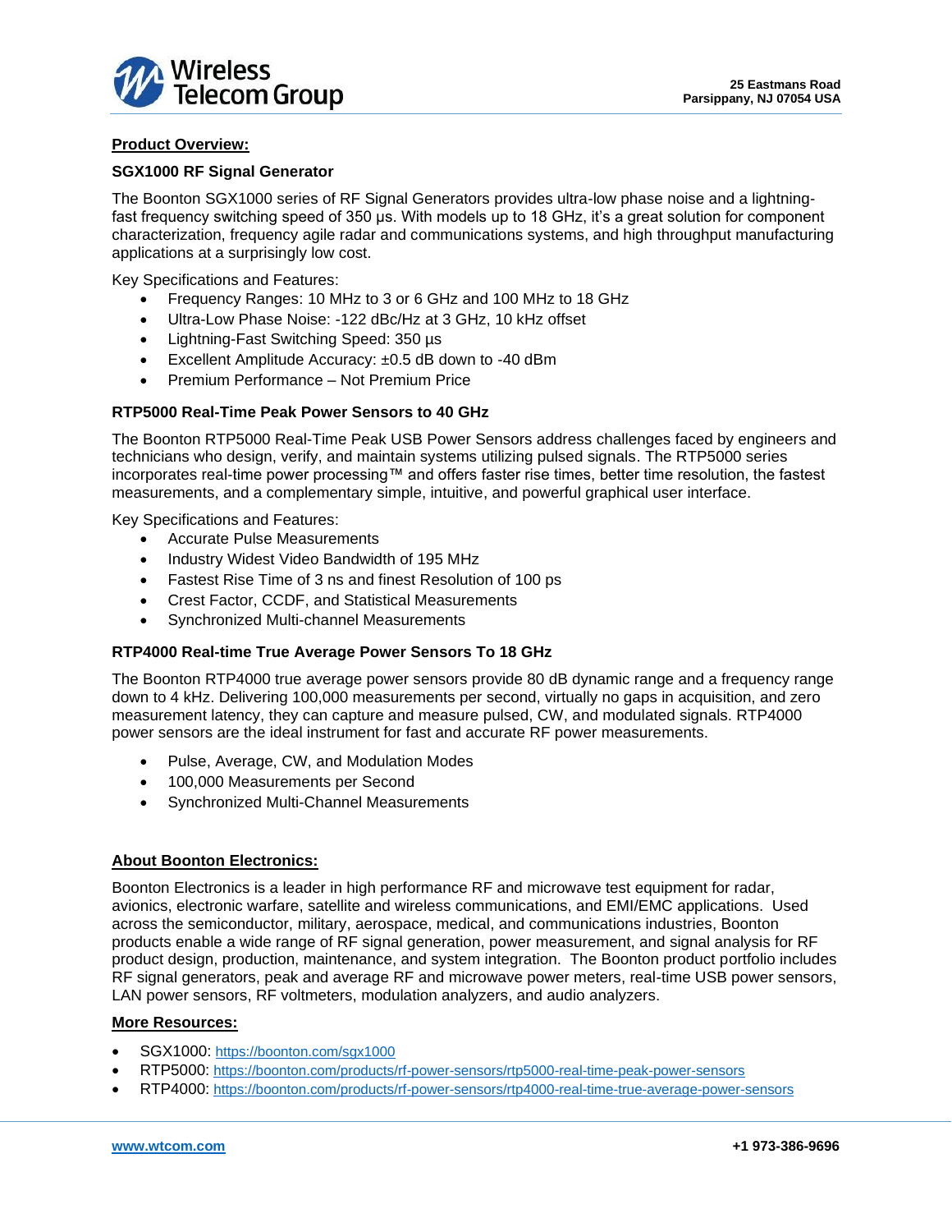## Product Overview:

### SGX1000 RF Signal Generator

The Boonton SGX1000 series of RF Signal Generators provides ultra-low phase noise and a lightning-fast frequency switching speed of 350 µs. With models up to 18 GHz, it's a great solution for component characterization, frequency agile radar and communications systems, and high throughput manufacturing applications at a surprisingly low cost.

Key Specifications and Features:

- Frequency Ranges: 10 MHz to 3 or 6 GHz and 100 MHz to 18 GHz
- Ultra-Low Phase Noise: -122 dBc/Hz at 3 GHz, 10 kHz offset
- Lightning-Fast Switching Speed: 350 µs
- Excellent Amplitude Accuracy: ±0.5 dB down to -40 dBm
- Premium Performance – Not Premium Price

### RTP5000 Real-Time Peak Power Sensors to 40 GHz

The Boonton RTP5000 Real-Time Peak USB Power Sensors address challenges faced by engineers and technicians who design, verify, and maintain systems utilizing pulsed signals. The RTP5000 series incorporates real-time power processing™ and offers faster rise times, better time resolution, the fastest measurements, and a complementary simple, intuitive, and powerful graphical user interface.

Key Specifications and Features:

- Accurate Pulse Measurements
- Industry Widest Video Bandwidth of 195 MHz
- Fastest Rise Time of 3 ns and finest Resolution of 100 ps
- Crest Factor, CCDF, and Statistical Measurements
- Synchronized Multi-channel Measurements

### RTP4000 Real-time True Average Power Sensors To 18 GHz

The Boonton RTP4000 true average power sensors provide 80 dB dynamic range and a frequency range down to 4 kHz. Delivering 100,000 measurements per second, virtually no gaps in acquisition, and zero measurement latency, they can capture and measure pulsed, CW, and modulated signals. RTP4000 power sensors are the ideal instrument for fast and accurate RF power measurements.

- Pulse, Average, CW, and Modulation Modes
- 100,000 Measurements per Second
- Synchronized Multi-Channel Measurements

## About Boonton Electronics:

Boonton Electronics is a leader in high performance RF and microwave test equipment for radar, avionics, electronic warfare, satellite and wireless communications, and EMI/EMC applications. Used across the semiconductor, military, aerospace, medical, and communications industries, Boonton products enable a wide range of RF signal generation, power measurement, and signal analysis for RF product design, production, maintenance, and system integration. The Boonton product portfolio includes RF signal generators, peak and average RF and microwave power meters, real-time USB power sensors, LAN power sensors, RF voltmeters, modulation analyzers, and audio analyzers.

## More Resources:

- SGX1000: https://boonton.com/sgx1000
- RTP5000: https://boonton.com/products/rf-power-sensors/rtp5000-real-time-peak-power-sensors
- RTP4000: https://boonton.com/products/rf-power-sensors/rtp4000-real-time-true-average-power-sensors